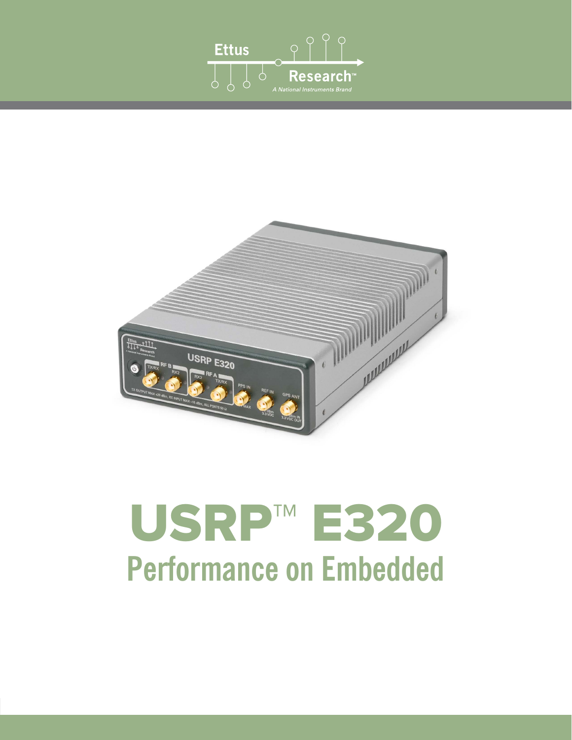Ettus Research™

*A National Instruments Brand*

# USRP™ E320

## Performance on Embedded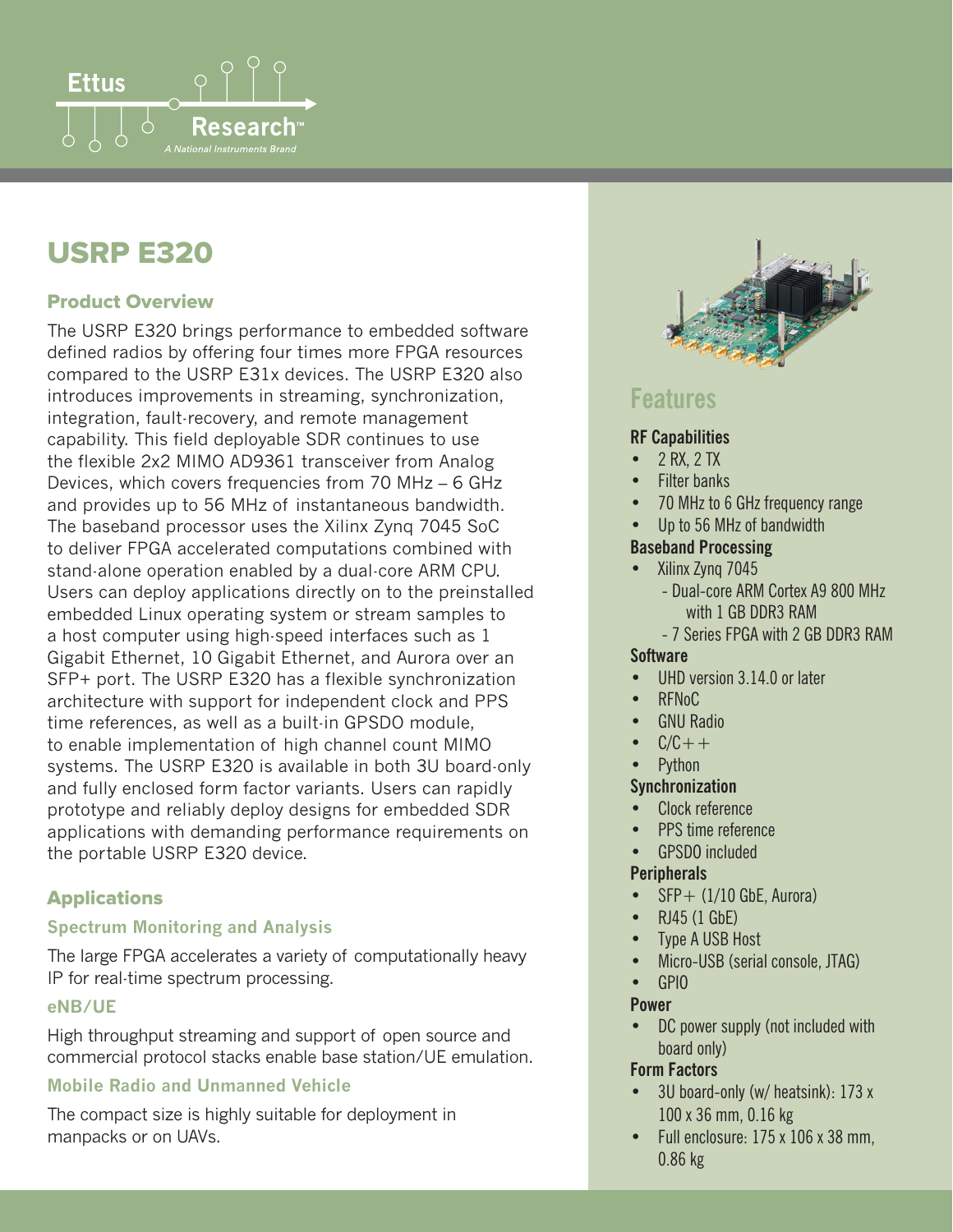Ettus Research™
A National Instruments Brand

# USRP E320

## Product Overview

The USRP E320 brings performance to embedded software defined radios by offering four times more FPGA resources compared to the USRP E31x devices. The USRP E320 also introduces improvements in streaming, synchronization, integration, fault-recovery, and remote management capability. This field deployable SDR continues to use the flexible 2x2 MIMO AD9361 transceiver from Analog Devices, which covers frequencies from 70 MHz – 6 GHz and provides up to 56 MHz of instantaneous bandwidth. The baseband processor uses the Xilinx Zynq 7045 SoC to deliver FPGA accelerated computations combined with stand-alone operation enabled by a dual-core ARM CPU. Users can deploy applications directly on to the preinstalled embedded Linux operating system or stream samples to a host computer using high-speed interfaces such as 1 Gigabit Ethernet, 10 Gigabit Ethernet, and Aurora over an SFP+ port. The USRP E320 has a flexible synchronization architecture with support for independent clock and PPS time references, as well as a built-in GPSDO module, to enable implementation of high channel count MIMO systems. The USRP E320 is available in both 3U board-only and fully enclosed form factor variants. Users can rapidly prototype and reliably deploy designs for embedded SDR applications with demanding performance requirements on the portable USRP E320 device.

## Applications

### Spectrum Monitoring and Analysis

The large FPGA accelerates a variety of computationally heavy IP for real-time spectrum processing.

### eNB/UE

High throughput streaming and support of open source and commercial protocol stacks enable base station/UE emulation.

### Mobile Radio and Unmanned Vehicle

The compact size is highly suitable for deployment in manpacks or on UAVs.

## Features

**RF Capabilities**

- 2 RX, 2 TX
- Filter banks
- 70 MHz to 6 GHz frequency range
- Up to 56 MHz of bandwidth

**Baseband Processing**

- Xilinx Zynq 7045
  - Dual-core ARM Cortex A9 800 MHz with 1 GB DDR3 RAM
  - 7 Series FPGA with 2 GB DDR3 RAM

**Software**

- UHD version 3.14.0 or later
- RFNoC
- GNU Radio
- C/C++
- Python

**Synchronization**

- Clock reference
- PPS time reference
- GPSDO included

**Peripherals**

- SFP+ (1/10 GbE, Aurora)
- RJ45 (1 GbE)
- Type A USB Host
- Micro-USB (serial console, JTAG)
- GPIO

**Power**

- DC power supply (not included with board only)

**Form Factors**

- 3U board-only (w/ heatsink): 173 x 100 x 36 mm, 0.16 kg
- Full enclosure: 175 x 106 x 38 mm, 0.86 kg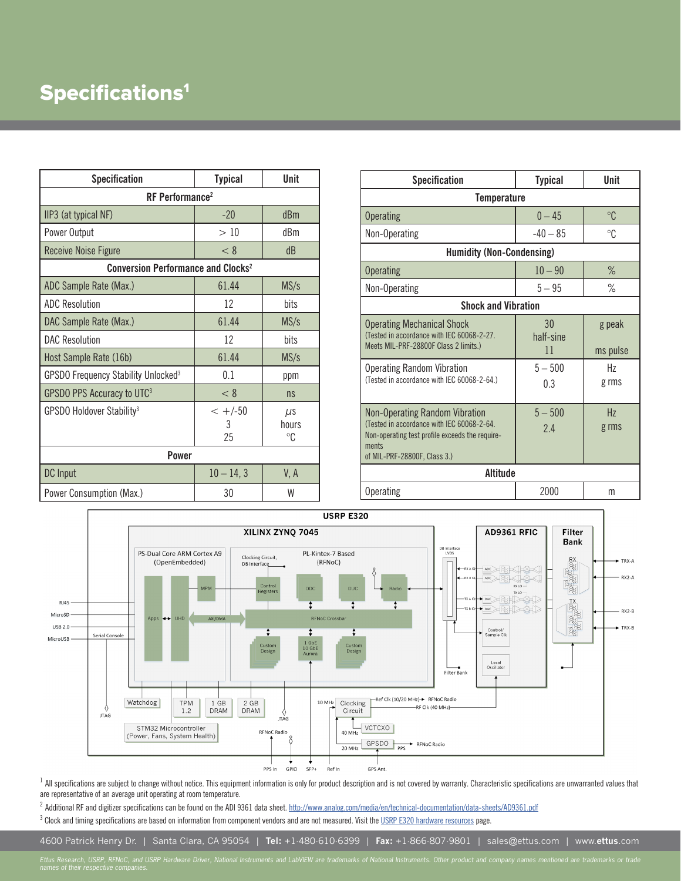# Specifications[1]

| Specification | Typical | Unit |
|---|---|---|
| **RF Performance[2]** | | |
| IIP3 (at typical NF) | -20 | dBm |
| Power Output | > 10 | dBm |
| Receive Noise Figure | < 8 | dB |
| **Conversion Performance and Clocks[2]** | | |
| ADC Sample Rate (Max.) | 61.44 | MS/s |
| ADC Resolution | 12 | bits |
| DAC Sample Rate (Max.) | 61.44 | MS/s |
| DAC Resolution | 12 | bits |
| Host Sample Rate (16b) | 61.44 | MS/s |
| GPSDO Frequency Stability Unlocked[3] | 0.1 | ppm |
| GPSDO PPS Accuracy to UTC[3] | < 8 | ns |
| GPSDO Holdover Stability[3] | < +/-50<br>3<br>25 | μs<br>hours<br>°C |
| **Power** | | |
| DC Input | 10 – 14, 3 | V, A |
| Power Consumption (Max.) | 30 | W |

| Specification | Typical | Unit |
|---|---|---|
| **Temperature** | | |
| Operating | 0 – 45 | °C |
| Non-Operating | -40 – 85 | °C |
| **Humidity (Non-Condensing)** | | |
| Operating | 10 – 90 | % |
| Non-Operating | 5 – 95 | % |
| **Shock and Vibration** | | |
| Operating Mechanical Shock<br>(Tested in accordance with IEC 60068-2-27. Meets MIL-PRF-28800F Class 2 limits.) | 30<br>half-sine<br>11 | g peak<br><br>ms pulse |
| Operating Random Vibration<br>(Tested in accordance with IEC 60068-2-64.) | 5 – 500<br>0.3 | Hz<br>g rms |
| Non-Operating Random Vibration<br>(Tested in accordance with IEC 60068-2-64. Non-operating test profile exceeds the requirements of MIL-PRF-28800F, Class 3.) | 5 – 500<br>2.4 | Hz<br>g rms |
| **Altitude** | | |
| Operating | 2000 | m |

USRP E320

XILINX ZYNQ 7045

PS-Dual Core ARM Cortex A9 (OpenEmbedded)

Clocking Circuit, DB Interface

PL-Kintex-7 Based (RFNoC)

MPM

Control Registers

DDC

DUC

Radio

Apps

UHD

AXI/DMA

RFNoC Crossbar

Custom Design

1 GbE 10 GbE Aurora

Custom Design

DB Interface LVDS

AD9361 RFIC

ADC

DAC

RX LO

TX LO

Control/ Sample Clk

Local Oscillator

Filter Bank

RX

TX

TRX-A

RX2-A

RX2-B

TRX-B

RJ45

MicroSD

USB 2.0

MicroUSB

Serial Console

JTAG

Watchdog

TPM 1.2

1 GB DRAM

2 GB DRAM

JTAG

STM32 Microcontroller (Power, Fans, System Health)

RFNoC Radio

10 MHz

Clocking Circuit

Ref Clk (10/20 MHz) → RFNoC Radio

RF Clk (40 MHz)

40 MHz

VCTCXO

20 MHz

GPSDO

PPS

RFNoC Radio

PPS In

GPIO

SFP+

Ref In

GPS Ant.

[1] All specifications are subject to change without notice. This equipment information is only for product description and is not covered by warranty. Characteristic specifications are unwarranted values that are representative of an average unit operating at room temperature.

[2] Additional RF and digitizer specifications can be found on the ADI 9361 data sheet. http://www.analog.com/media/en/technical-documentation/data-sheets/AD9361.pdf

[3] Clock and timing specifications are based on information from component vendors and are not measured. Visit the USRP E320 hardware resources page.

4600 Patrick Henry Dr. | Santa Clara, CA 95054 | **Tel:** +1-480-610-6399 | **Fax:** +1-866-807-9801 | sales@ettus.com | www.**ettus**.com

*Ettus Research, USRP, RFNoC, and USRP Hardware Driver, National Instruments and LabVIEW are trademarks of National Instruments. Other product and company names mentioned are trademarks or trade names of their respective companies.*